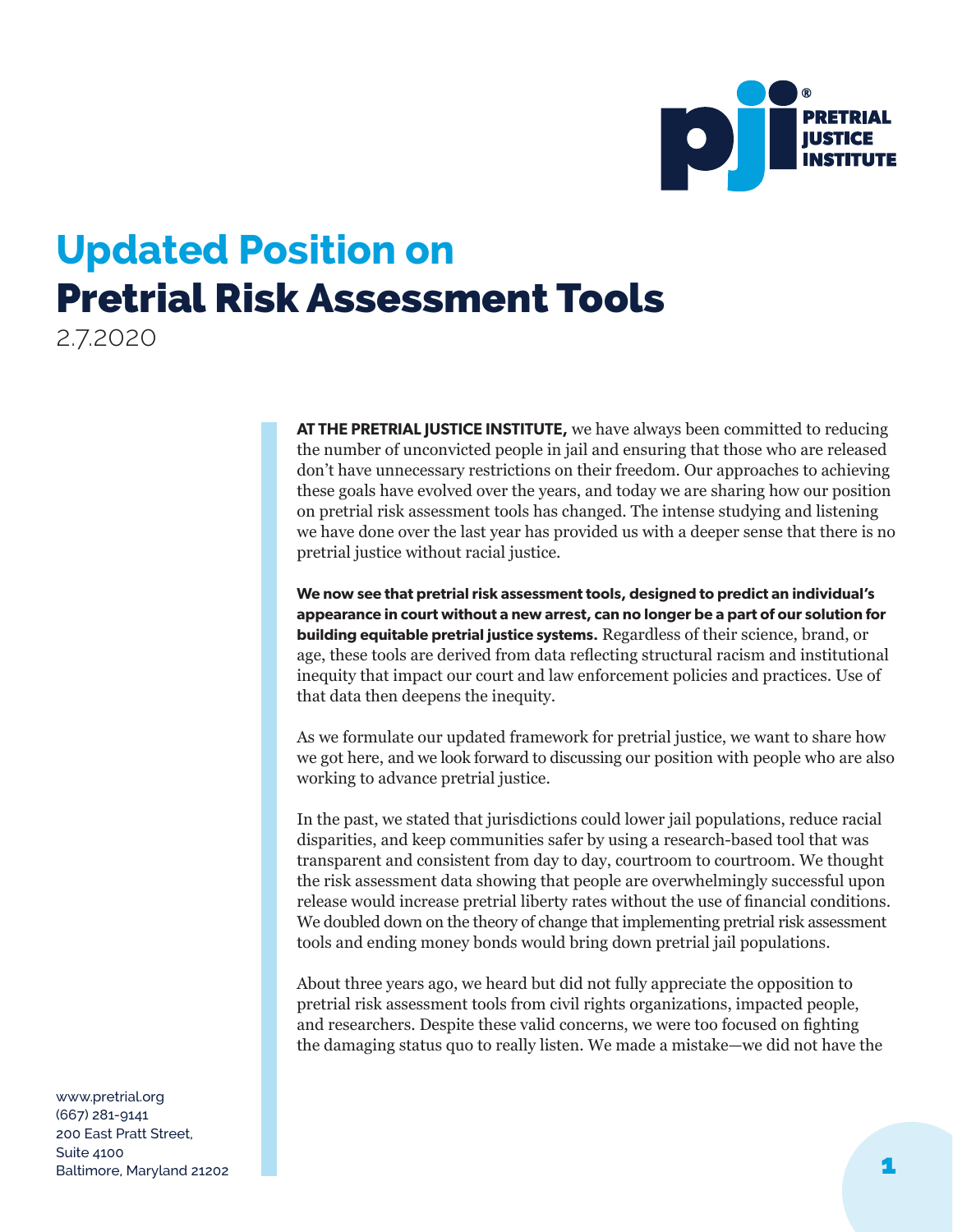# Updated Position on Pretrial Risk Assessment Tools

2.7.2020

**AT THE PRETRIAL JUSTICE INSTITUTE,** we have always been committed to reducing the number of unconvicted people in jail and ensuring that those who are released don't have unnecessary restrictions on their freedom. Our approaches to achieving these goals have evolved over the years, and today we are sharing how our position on pretrial risk assessment tools has changed. The intense studying and listening we have done over the last year has provided us with a deeper sense that there is no pretrial justice without racial justice.

**We now see that pretrial risk assessment tools, designed to predict an individual's appearance in court without a new arrest, can no longer be a part of our solution for building equitable pretrial justice systems.** Regardless of their science, brand, or age, these tools are derived from data reflecting structural racism and institutional inequity that impact our court and law enforcement policies and practices. Use of that data then deepens the inequity.

As we formulate our updated framework for pretrial justice, we want to share how we got here, and we look forward to discussing our position with people who are also working to advance pretrial justice.

In the past, we stated that jurisdictions could lower jail populations, reduce racial disparities, and keep communities safer by using a research-based tool that was transparent and consistent from day to day, courtroom to courtroom. We thought the risk assessment data showing that people are overwhelmingly successful upon release would increase pretrial liberty rates without the use of financial conditions. We doubled down on the theory of change that implementing pretrial risk assessment tools and ending money bonds would bring down pretrial jail populations.

About three years ago, we heard but did not fully appreciate the opposition to pretrial risk assessment tools from civil rights organizations, impacted people, and researchers. Despite these valid concerns, we were too focused on fighting the damaging status quo to really listen. We made a mistake—we did not have the

www.pretrial.org
(667) 281-9141
200 East Pratt Street,
Suite 4100
Baltimore, Maryland 21202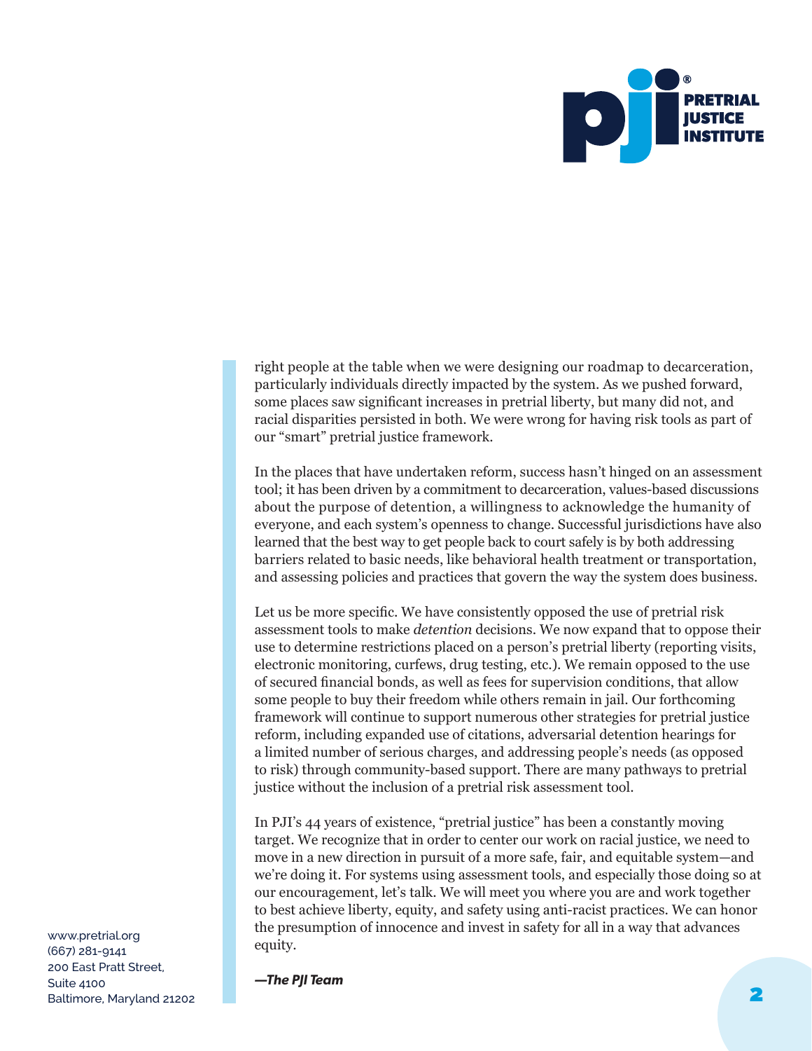right people at the table when we were designing our roadmap to decarceration, particularly individuals directly impacted by the system. As we pushed forward, some places saw significant increases in pretrial liberty, but many did not, and racial disparities persisted in both. We were wrong for having risk tools as part of our "smart" pretrial justice framework.

In the places that have undertaken reform, success hasn't hinged on an assessment tool; it has been driven by a commitment to decarceration, values-based discussions about the purpose of detention, a willingness to acknowledge the humanity of everyone, and each system's openness to change. Successful jurisdictions have also learned that the best way to get people back to court safely is by both addressing barriers related to basic needs, like behavioral health treatment or transportation, and assessing policies and practices that govern the way the system does business.

Let us be more specific. We have consistently opposed the use of pretrial risk assessment tools to make *detention* decisions. We now expand that to oppose their use to determine restrictions placed on a person's pretrial liberty (reporting visits, electronic monitoring, curfews, drug testing, etc.). We remain opposed to the use of secured financial bonds, as well as fees for supervision conditions, that allow some people to buy their freedom while others remain in jail. Our forthcoming framework will continue to support numerous other strategies for pretrial justice reform, including expanded use of citations, adversarial detention hearings for a limited number of serious charges, and addressing people's needs (as opposed to risk) through community-based support. There are many pathways to pretrial justice without the inclusion of a pretrial risk assessment tool.

In PJI's 44 years of existence, "pretrial justice" has been a constantly moving target. We recognize that in order to center our work on racial justice, we need to move in a new direction in pursuit of a more safe, fair, and equitable system—and we're doing it. For systems using assessment tools, and especially those doing so at our encouragement, let's talk. We will meet you where you are and work together to best achieve liberty, equity, and safety using anti-racist practices. We can honor the presumption of innocence and invest in safety for all in a way that advances equity.

***—The PJI Team***

www.pretrial.org
(667) 281-9141
200 East Pratt Street,
Suite 4100
Baltimore, Maryland 21202